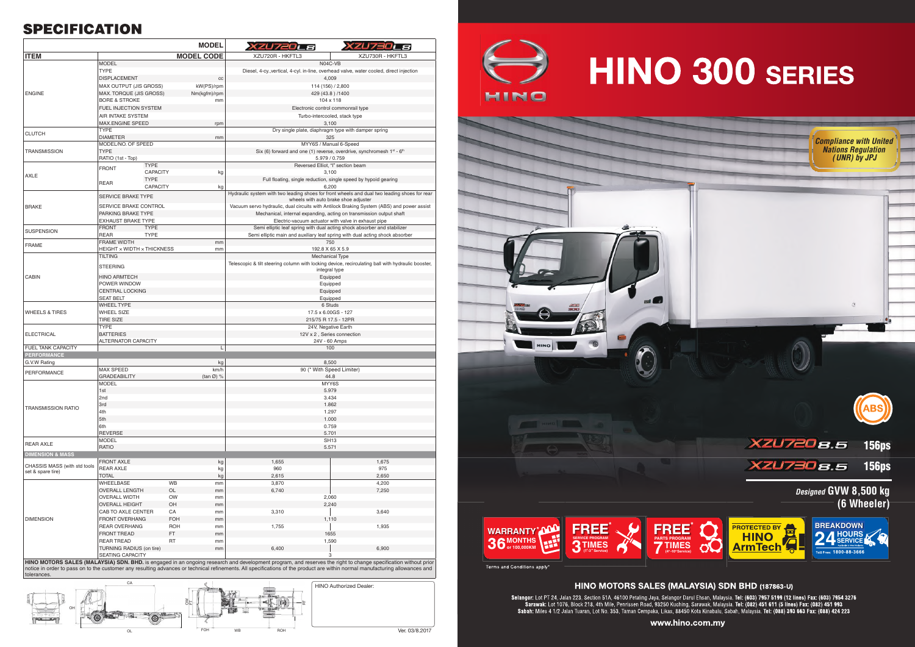## SPECIFICATION

| ITEM | | MODEL / MODEL CODE | XZU720 LB<br>XZU720R - HKFTL3 | XZU730 LB<br>XZU730R - HKFTL3 |
|---|---|---|---|---|
| ENGINE | MODEL | | N04C-VB | |
| | TYPE | | Diesel, 4-cy.,vertical, 4-cyl. in-line, overhead valve, water cooled, direct injection | |
| | DISPLACEMENT | cc | 4,009 | |
| | MAX OUTPUT (JIS GROSS) | kW(PS)/rpm | 114 (156) / 2,800 | |
| | MAX. TORQUE (JIS GROSS) | Nm(kgfm)/rpm | 429 (43.8 ) /1400 | |
| | BORE & STROKE | mm | 104 x 118 | |
| | FUEL INJECTION SYSTEM | | Electronic control commonrail type | |
| | AIR INTAKE SYSTEM | | Turbo-intercooled, stack type | |
| | MAX.ENGINE SPEED | rpm | 3,100 | |
| CLUTCH | TYPE | | Dry single plate, diaphragm type with damper spring | |
| | DIAMETER | mm | 325 | |
| TRANSMISSION | MODEL/NO. OF SPEED | | MYY6S / Manual 6-Speed | |
| | TYPE | | Six (6) forward and one (1) reverse, overdrive, synchromesh 1st - 6th | |
| | RATIO (1st - Top) | | 5.979 / 0.759 | |
| AXLE | FRONT TYPE | | Reversed Elliot, "I" section beam | |
| | FRONT CAPACITY | kg | 3,100 | |
| | REAR TYPE | | Full floating, single reduction, single speed by hypoid gearing | |
| | REAR CAPACITY | kg | 6,200 | |
| BRAKE | SERVICE BRAKE TYPE | | Hydraulic system with two leading shoes for front wheels and dual two leading shoes for rear wheels with auto brake shoe adjuster | |
| | SERVICE BRAKE CONTROL | | Vacuum servo hydraulic, dual circuits with Antilock Braking System (ABS) and power assist | |
| | PARKING BRAKE TYPE | | Mechanical, internal expanding, acting on transmission output shaft | |
| | EXHAUST BRAKE TYPE | | Electric-vacuum actuator with valve in exhaust pipe | |
| SUSPENSION | FRONT TYPE | | Semi elliptic leaf spring with dual acting shock absorber and stabilizer | |
| | REAR TYPE | | Semi elliptic main and auxiliary leaf spring with dual acting shock absorber | |
| FRAME | FRAME WIDTH | mm | 750 | |
| | HEIGHT x WIDTH x THICKNESS | mm | 192.8 X 65 X 5.9 | |
| CABIN | TILTING | | Mechanical Type | |
| | STEERING | | Telescopic & tilt steering column with locking device, recirculating ball with hydraulic booster, integral type | |
| | HINO ARMTECH | | Equipped | |
| | POWER WINDOW | | Equipped | |
| | CENTRAL LOCKING | | Equipped | |
| | SEAT BELT | | Equipped | |
| WHEELS & TIRES | WHEEL TYPE | | 6 Studs | |
| | WHEEL SIZE | | 17.5 x 6.00GS - 127 | |
| | TIRE SIZE | | 215/75 R 17.5 - 12PR | |
| ELECTRICAL | TYPE | | 24V, Negative Earth | |
| | BATTERIES | | 12V x 2 , Series connection | |
| | ALTERNATOR CAPACITY | | 24V - 60 Amps | |
| FUEL TANK CAPACITY | | L | 100 | |
| **PERFORMANCE** | | | | |
| G.V.W Rating | | kg | 8,500 | |
| PERFORMANCE | MAX SPEED | km/h | 90 (* With Speed Limiter) | |
| | GRADEABILITY | (tan Ø) % | 44.8 | |
| TRANSMISSION RATIO | MODEL | | MYY6S | |
| | 1st | | 5.979 | |
| | 2nd | | 3.434 | |
| | 3rd | | 1.862 | |
| | 4th | | 1.297 | |
| | 5th | | 1.000 | |
| | 6th | | 0.759 | |
| | REVERSE | | 5.701 | |
| REAR AXLE | MODEL | | SH13 | |
| | RATIO | | 5.571 | |
| **DIMENSION & MASS** | | | | |
| CHASSIS MASS (with std tools set & spare tire) | FRONT AXLE | kg | 1,655 | 1,675 |
| | REAR AXLE | kg | 960 | 975 |
| | TOTAL | kg | 2,615 | 2,650 |
| DIMENSION | WHEELBASE WB | mm | 3,870 | 4,200 |
| | OVERALL LENGTH OL | mm | 6,740 | 7,250 |
| | OVERALL WIDTH OW | mm | 2,060 | |
| | OVERALL HEIGHT OH | mm | 2,240 | |
| | CAB TO AXLE CENTER CA | mm | 3,310 | 3,640 |
| | FRONT OVERHANG FOH | mm | 1,110 | |
| | REAR OVERHANG ROH | mm | 1,755 | 1,935 |
| | FRONT TREAD FT | mm | 1655 | |
| | REAR TREAD RT | mm | 1,590 | |
| | TURNING RADIUS (on tire) | mm | 6,400 | 6,900 |
| | SEATING CAPACITY | | 3 | |

**HINO MOTORS SALES (MALAYSIA) SDN. BHD.** is engaged in an ongoing research and development program, and reserves the right to change specification without prior notice in order to pass on to the customer any resulting advances or technical refinements. All specifications of the product are within normal manufacturing allowances and tolerances.

CA OH OL OW FT FOH WB ROH RT

HINO Authorized Dealer:

Ver. 03/8.2017

# HINO 300 SERIES

*Compliance with United Nations Regulation (UNR) by JPJ*

ABS

XZU720 8.5 156ps

XZU730 8.5 156ps

*Designed* GVW 8,500 kg (6 Wheeler)

WARRANTY* 36 MONTHS or 100,000KM

FREE* SERVICE PROGRAM 3 TIMES (1st-3rd Service)

FREE* PARTS PROGRAM 7 TIMES (4th-10th Service)

PROTECTED BY HINO ArmTech

BREAKDOWN 24 HOURS SERVICE Toll Free: 1800-88-3666

Terms and Conditions apply*

### HINO MOTORS SALES (MALAYSIA) SDN BHD (187863-U)

**Selangor:** Lot PT 24, Jalan 223, Section 51A, 46100 Petaling Jaya, Selangor Darul Ehsan, Malaysia. **Tel: (603) 7957 5199 (12 lines) Fax: (603) 7954 3276**
**Sarawak:** Lot 1076, Block 218, 4th Mile, Penrissen Road, 93250 Kuching, Sarawak, Malaysia. **Tel: (082) 451 611 (5 lines) Fax: (082) 451 993**
**Sabah:** Miles 4 1/2 Jalan Tuaran, Lot No. 353, Taman Cempaka, Likas, 88450 Kota Kinabalu, Sabah, Malaysia. **Tel: (088) 393 663 Fax: (088) 424 223**

**www.hino.com.my**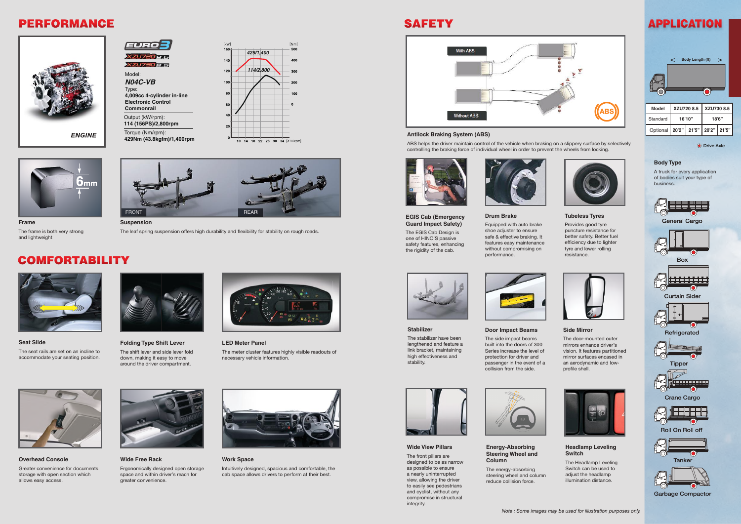# PERFORMANCE

ENGINE

EURO 3

XZU720 8.5

XZU730 8.5

Model:
***N04C-VB***

Type:
**4,009cc 4-cylinder in-line Electronic Control Commonrail**

Output (kW/rpm):
**114 (156PS)/2,800rpm**

Torque (Nm/rpm):
**429Nm (43.8kgfm)/1,400rpm**

[kW]
160
140
120
100
80
60
40
20
0

[Nm]
500
400
300
200
100
0

429/1,400

114/2,800

10 14 18 22 26 30 34 [X100rpm]

6mm

### Frame

The frame is both very strong and lightweight

FRONT

REAR

### Suspension

The leaf spring suspension offers high durability and flexibility for stability on rough roads.

# COMFORTABILITY

### Seat Slide

The seat rails are set on an incline to accommodate your seating position.

### Folding Type Shift Lever

The shift lever and side lever fold down, making it easy to move around the driver compartment.

### LED Meter Panel

The meter cluster features highly visible readouts of necessary vehicle information.

### Overhead Console

Greater convenience for documents storage with open section which allows easy access.

### Wide Free Rack

Ergonomically designed open storage space and within driver's reach for greater convenience.

### Work Space

Intuitively designed, spacious and comfortable, the cab space allows drivers to perform at their best.

# SAFETY

With ABS

Without ABS

ABS

### Antilock Braking System (ABS)

ABS helps the driver maintain control of the vehicle when braking on a slippery surface by selectively controlling the braking force of individual wheel in order to prevent the wheels from locking.

### EGIS Cab (Emergency Guard Impact Safety)

The EGIS Cab Design is one of HINO'S passive safety features, enhancing the rigidity of the cab.

### Drum Brake

Equipped with auto brake shoe adjuster to ensure safe & effective braking. It features easy maintenance without compromising on performance.

### Tubeless Tyres

Provides good tyre puncture resistance for better safety. Better fuel efficiency due to lighter tyre and lower rolling resistance.

### Stabilizer

The stabilizer have been lengthened and feature a link bracket, maintaining high effectiveness and stability.

### Door Impact Beams

The side impact beams built into the doors of 300 Series increase the level of protection for driver and passenger in the event of a collision from the side.

### Side Mirror

The door-mounted outer mirrors enhance driver's vision. It features partitioned mirror surfaces encased in an aerodynamic and low-profile shell.

### Wide View Pillars

The front pillars are designed to be as narrow as possible to ensure a nearly uninterrupted view, allowing the driver to easily see pedestrians and cyclist, without any compromise in structural integrity.

### Energy-Absorbing Steering Wheel and Column

The energy-absorbing steering wheel and column reduce collision force.

### Headlamp Leveling Switch

The Headlamp Leveling Switch can be used to adjust the headlamp illumination distance.

*Note : Some images may be used for illustration purposes only.*

# APPLICATION

Body Length (ft)

| Model | XZU720 8.5 | | XZU730 8.5 | |
|---|---|---|---|---|
| Standard | 16'10" | | 18'6" | |
| Optional | 20'2" | 21'5" | 20'2" | 21'5" |

Drive Axle

### Body Type

A truck for every application of bodies suit your type of business.

General Cargo

Box

Curtain Sider

Refrigerated

Tipper

Crane Cargo

Roll On Roll off

Tanker

Garbage Compactor